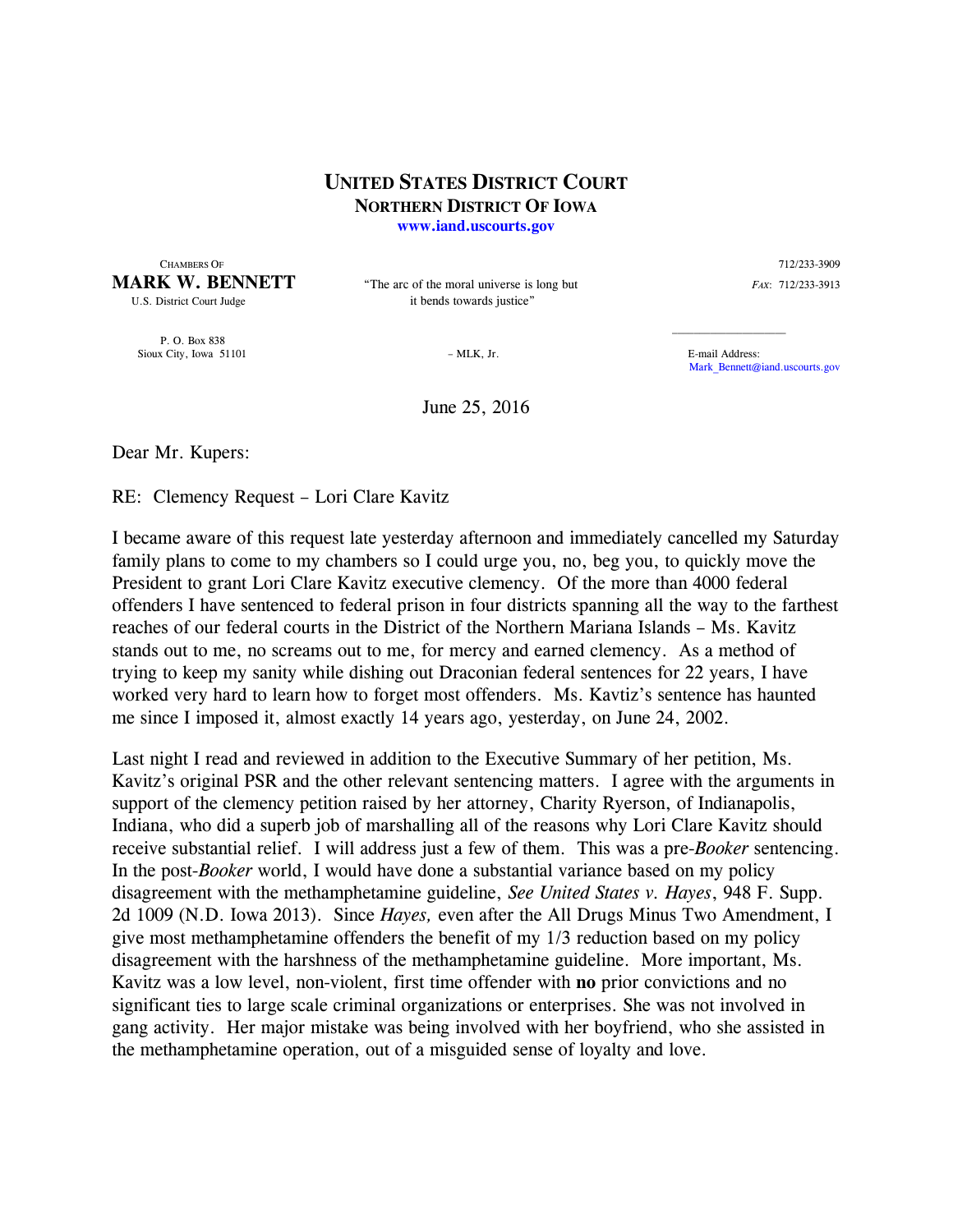# UNITED STATES DISTRICT COURT
## NORTHERN DISTRICT OF IOWA
www.iand.uscourts.gov

CHAMBERS OF
**MARK W. BENNETT**
U.S. District Court Judge

P. O. Box 838
Sioux City, Iowa 51101

"The arc of the moral universe is long but it bends towards justice"

– MLK, Jr.

712/233-3909
*FAX*: 712/233-3913

E-mail Address:
Mark_Bennett@iand.uscourts.gov

June 25, 2016

Dear Mr. Kupers:

RE: Clemency Request – Lori Clare Kavitz

I became aware of this request late yesterday afternoon and immediately cancelled my Saturday family plans to come to my chambers so I could urge you, no, beg you, to quickly move the President to grant Lori Clare Kavitz executive clemency. Of the more than 4000 federal offenders I have sentenced to federal prison in four districts spanning all the way to the farthest reaches of our federal courts in the District of the Northern Mariana Islands – Ms. Kavitz stands out to me, no screams out to me, for mercy and earned clemency. As a method of trying to keep my sanity while dishing out Draconian federal sentences for 22 years, I have worked very hard to learn how to forget most offenders. Ms. Kavtiz's sentence has haunted me since I imposed it, almost exactly 14 years ago, yesterday, on June 24, 2002.

Last night I read and reviewed in addition to the Executive Summary of her petition, Ms. Kavitz's original PSR and the other relevant sentencing matters. I agree with the arguments in support of the clemency petition raised by her attorney, Charity Ryerson, of Indianapolis, Indiana, who did a superb job of marshalling all of the reasons why Lori Clare Kavitz should receive substantial relief. I will address just a few of them. This was a pre-*Booker* sentencing. In the post-*Booker* world, I would have done a substantial variance based on my policy disagreement with the methamphetamine guideline, *See United States v. Hayes*, 948 F. Supp. 2d 1009 (N.D. Iowa 2013). Since *Hayes,* even after the All Drugs Minus Two Amendment, I give most methamphetamine offenders the benefit of my 1/3 reduction based on my policy disagreement with the harshness of the methamphetamine guideline. More important, Ms. Kavitz was a low level, non-violent, first time offender with **no** prior convictions and no significant ties to large scale criminal organizations or enterprises. She was not involved in gang activity. Her major mistake was being involved with her boyfriend, who she assisted in the methamphetamine operation, out of a misguided sense of loyalty and love.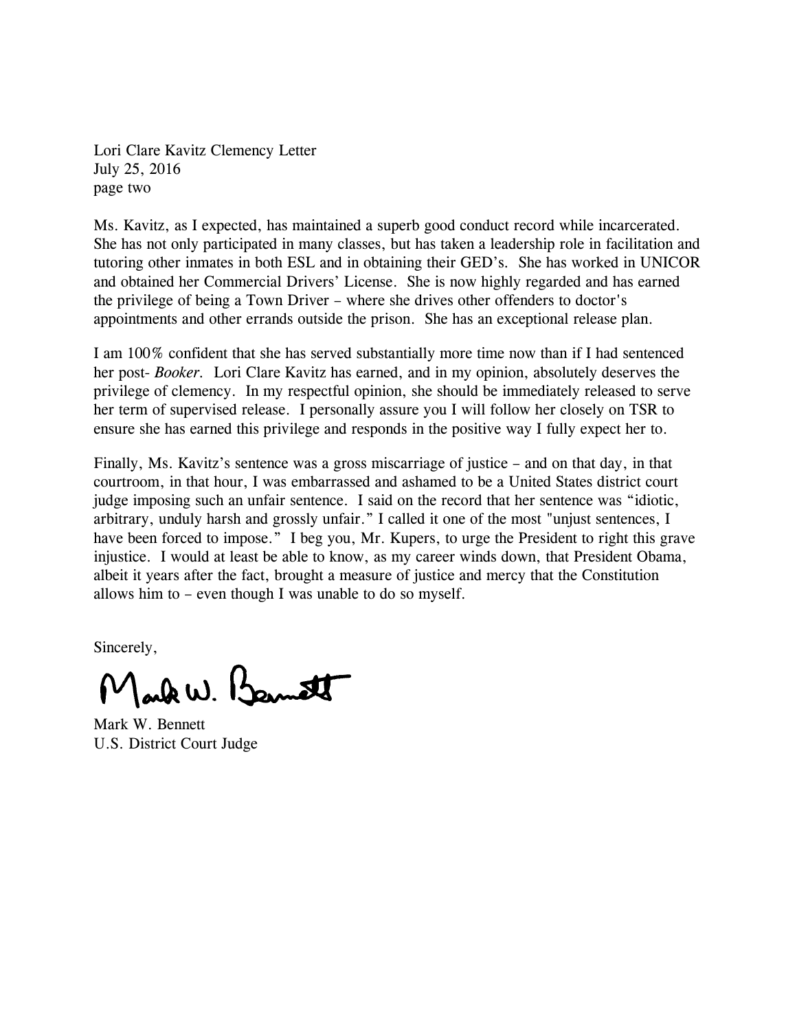Lori Clare Kavitz Clemency Letter
July 25, 2016
page two

Ms. Kavitz, as I expected, has maintained a superb good conduct record while incarcerated. She has not only participated in many classes, but has taken a leadership role in facilitation and tutoring other inmates in both ESL and in obtaining their GED's. She has worked in UNICOR and obtained her Commercial Drivers' License. She is now highly regarded and has earned the privilege of being a Town Driver – where she drives other offenders to doctor's appointments and other errands outside the prison. She has an exceptional release plan.

I am 100% confident that she has served substantially more time now than if I had sentenced her post- *Booker*. Lori Clare Kavitz has earned, and in my opinion, absolutely deserves the privilege of clemency. In my respectful opinion, she should be immediately released to serve her term of supervised release. I personally assure you I will follow her closely on TSR to ensure she has earned this privilege and responds in the positive way I fully expect her to.

Finally, Ms. Kavitz's sentence was a gross miscarriage of justice – and on that day, in that courtroom, in that hour, I was embarrassed and ashamed to be a United States district court judge imposing such an unfair sentence. I said on the record that her sentence was "idiotic, arbitrary, unduly harsh and grossly unfair." I called it one of the most "unjust sentences, I have been forced to impose." I beg you, Mr. Kupers, to urge the President to right this grave injustice. I would at least be able to know, as my career winds down, that President Obama, albeit it years after the fact, brought a measure of justice and mercy that the Constitution allows him to – even though I was unable to do so myself.

Sincerely,

Mark W. Bennett

Mark W. Bennett
U.S. District Court Judge